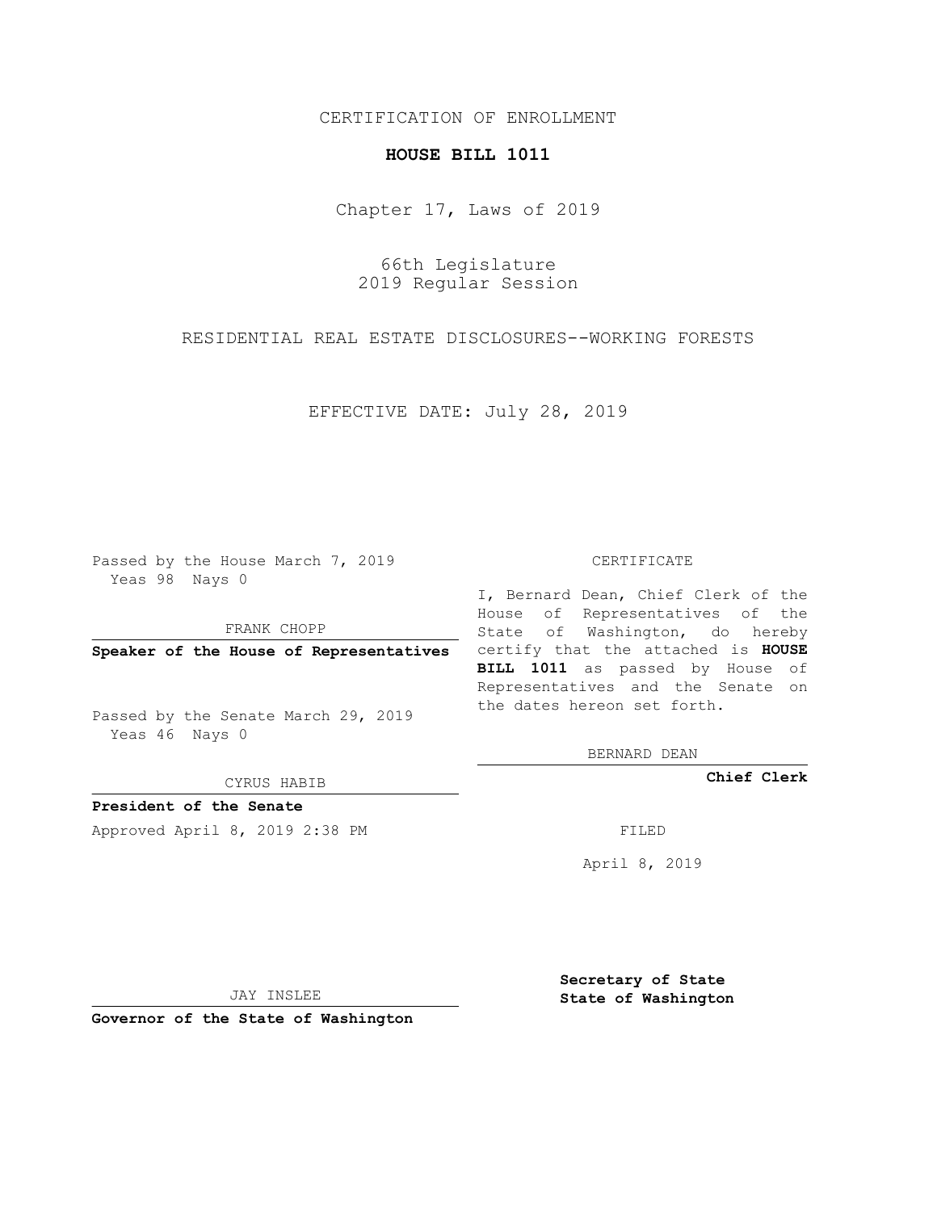CERTIFICATION OF ENROLLMENT

**HOUSE BILL 1011**

Chapter 17, Laws of 2019

66th Legislature
2019 Regular Session

RESIDENTIAL REAL ESTATE DISCLOSURES--WORKING FORESTS

EFFECTIVE DATE: July 28, 2019

Passed by the House March 7, 2019
Yeas 98 Nays 0

FRANK CHOPP

**Speaker of the House of Representatives**

Passed by the Senate March 29, 2019
Yeas 46 Nays 0

CYRUS HABIB

**President of the Senate**

Approved April 8, 2019 2:38 PM

JAY INSLEE

**Governor of the State of Washington**

CERTIFICATE

I, Bernard Dean, Chief Clerk of the House of Representatives of the State of Washington, do hereby certify that the attached is **HOUSE BILL 1011** as passed by House of Representatives and the Senate on the dates hereon set forth.

BERNARD DEAN

**Chief Clerk**

FILED

April 8, 2019

**Secretary of State**
**State of Washington**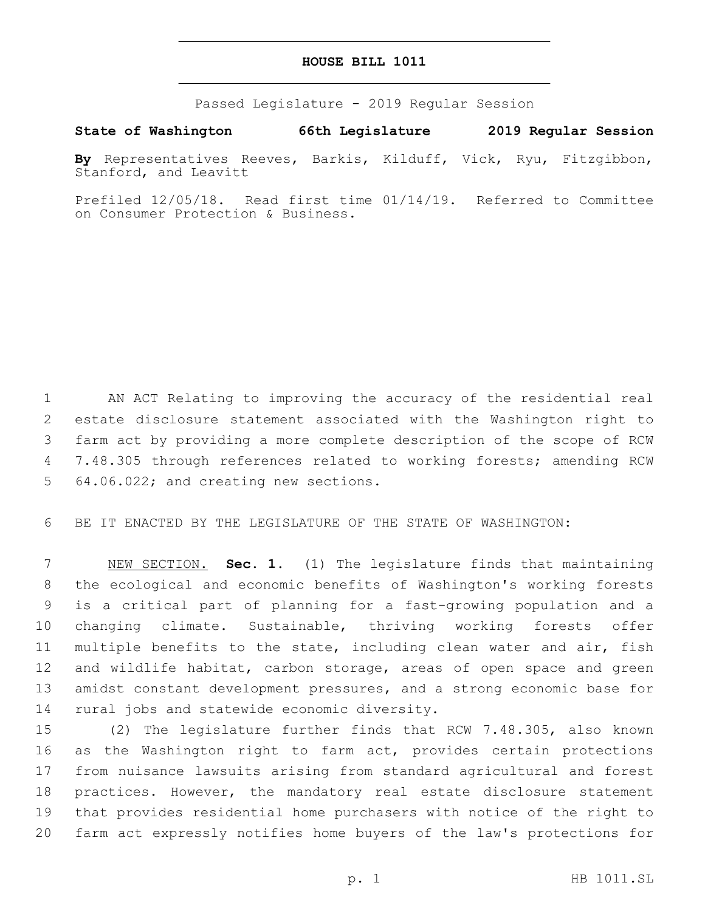# HOUSE BILL 1011

Passed Legislature - 2019 Regular Session

**State of Washington 66th Legislature 2019 Regular Session**

**By** Representatives Reeves, Barkis, Kilduff, Vick, Ryu, Fitzgibbon, Stanford, and Leavitt

Prefiled 12/05/18. Read first time 01/14/19. Referred to Committee on Consumer Protection & Business.

AN ACT Relating to improving the accuracy of the residential real estate disclosure statement associated with the Washington right to farm act by providing a more complete description of the scope of RCW 7.48.305 through references related to working forests; amending RCW 64.06.022; and creating new sections.

BE IT ENACTED BY THE LEGISLATURE OF THE STATE OF WASHINGTON:

NEW SECTION. **Sec. 1.** (1) The legislature finds that maintaining the ecological and economic benefits of Washington's working forests is a critical part of planning for a fast-growing population and a changing climate. Sustainable, thriving working forests offer multiple benefits to the state, including clean water and air, fish and wildlife habitat, carbon storage, areas of open space and green amidst constant development pressures, and a strong economic base for rural jobs and statewide economic diversity.

(2) The legislature further finds that RCW 7.48.305, also known as the Washington right to farm act, provides certain protections from nuisance lawsuits arising from standard agricultural and forest practices. However, the mandatory real estate disclosure statement that provides residential home purchasers with notice of the right to farm act expressly notifies home buyers of the law's protections for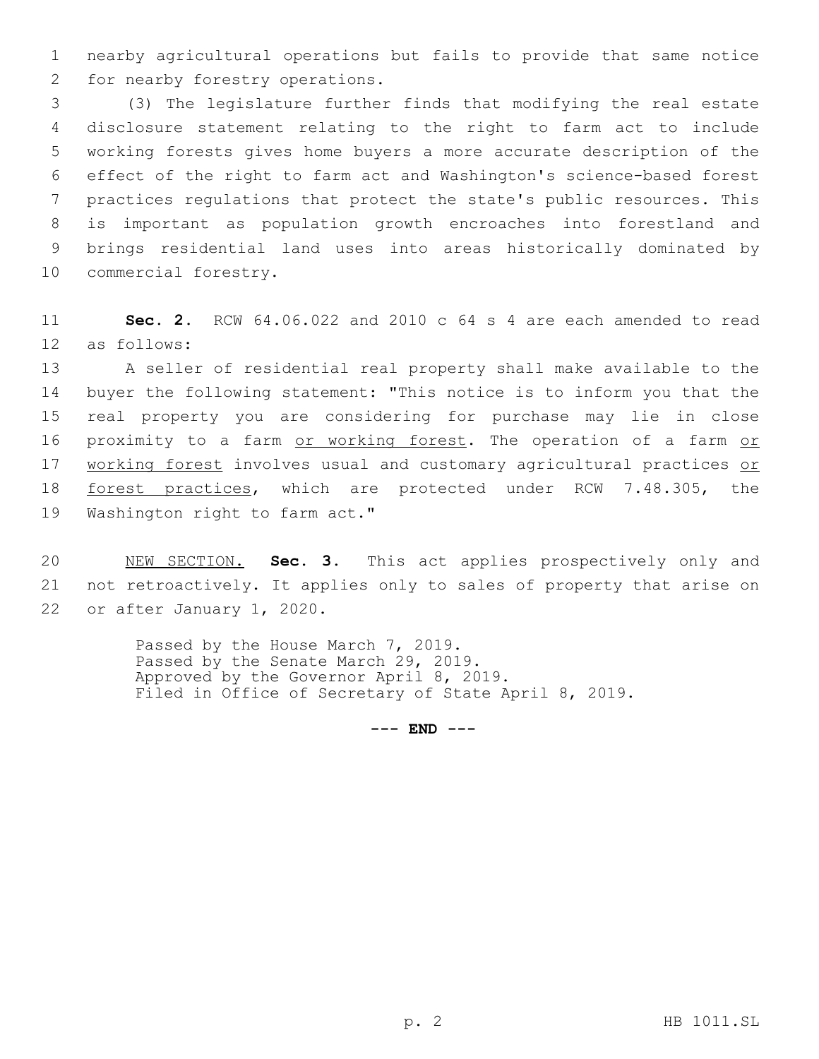nearby agricultural operations but fails to provide that same notice for nearby forestry operations.

(3) The legislature further finds that modifying the real estate disclosure statement relating to the right to farm act to include working forests gives home buyers a more accurate description of the effect of the right to farm act and Washington's science-based forest practices regulations that protect the state's public resources. This is important as population growth encroaches into forestland and brings residential land uses into areas historically dominated by commercial forestry.

**Sec. 2.** RCW 64.06.022 and 2010 c 64 s 4 are each amended to read as follows:

A seller of residential real property shall make available to the buyer the following statement: "This notice is to inform you that the real property you are considering for purchase may lie in close proximity to a farm or working forest. The operation of a farm or working forest involves usual and customary agricultural practices or forest practices, which are protected under RCW 7.48.305, the Washington right to farm act."

NEW SECTION. **Sec. 3.** This act applies prospectively only and not retroactively. It applies only to sales of property that arise on or after January 1, 2020.

Passed by the House March 7, 2019.
Passed by the Senate March 29, 2019.
Approved by the Governor April 8, 2019.
Filed in Office of Secretary of State April 8, 2019.

**--- END ---**